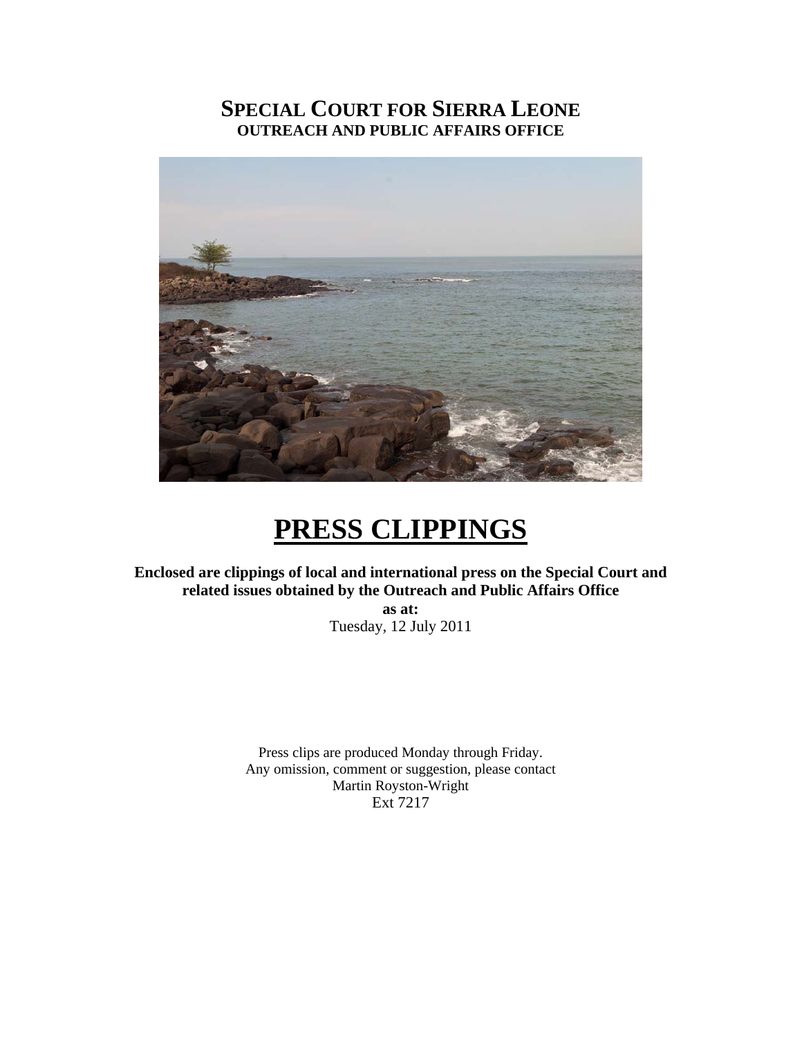# SPECIAL COURT FOR SIERRA LEONE
**OUTREACH AND PUBLIC AFFAIRS OFFICE**

# PRESS CLIPPINGS

**Enclosed are clippings of local and international press on the Special Court and related issues obtained by the Outreach and Public Affairs Office**

**as at:**

Tuesday, 12 July 2011

Press clips are produced Monday through Friday.
Any omission, comment or suggestion, please contact
Martin Royston-Wright
Ext 7217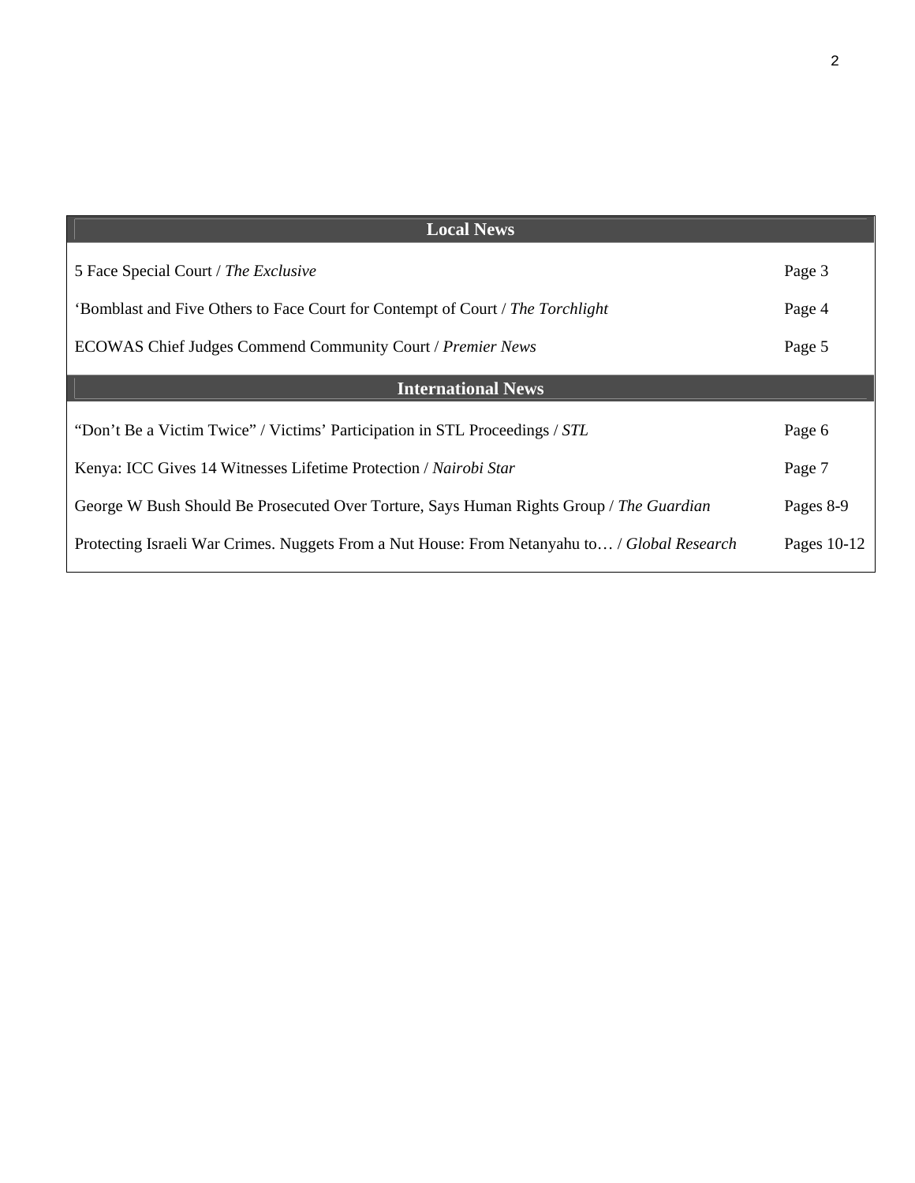| Local News | |
|---|---|
| 5 Face Special Court / *The Exclusive* | Page 3 |
| 'Bomblast and Five Others to Face Court for Contempt of Court / *The Torchlight* | Page 4 |
| ECOWAS Chief Judges Commend Community Court / *Premier News* | Page 5 |
| **International News** | |
| "Don't Be a Victim Twice" / Victims' Participation in STL Proceedings / *STL* | Page 6 |
| Kenya: ICC Gives 14 Witnesses Lifetime Protection / *Nairobi Star* | Page 7 |
| George W Bush Should Be Prosecuted Over Torture, Says Human Rights Group / *The Guardian* | Pages 8-9 |
| Protecting Israeli War Crimes. Nuggets From a Nut House: From Netanyahu to… / *Global Research* | Pages 10-12 |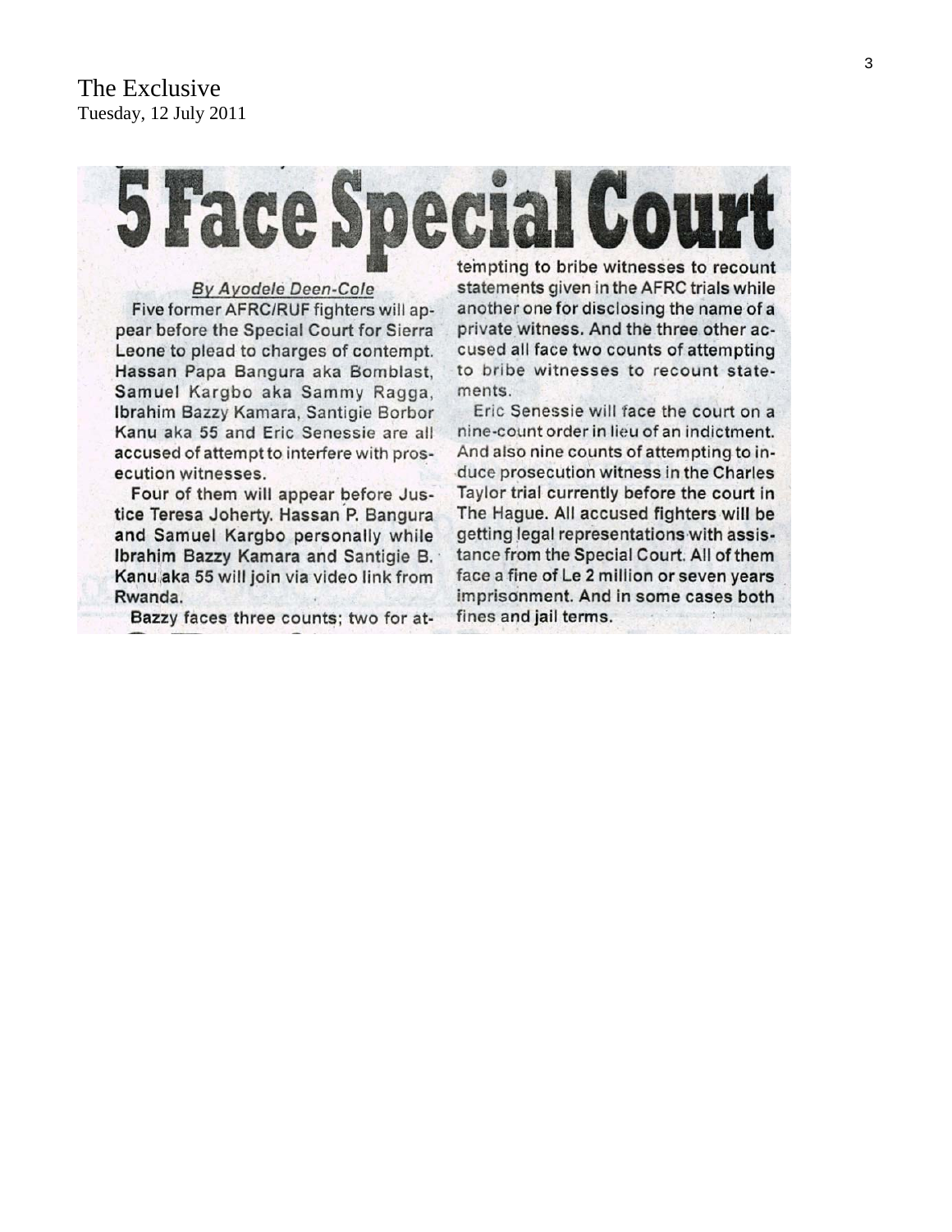The Exclusive
Tuesday, 12 July 2011

# 5 Face Special Court

*By Ayodele Deen-Cole*

Five former AFRC/RUF fighters will appear before the Special Court for Sierra Leone to plead to charges of contempt. Hassan Papa Bangura aka Bomblast, Samuel Kargbo aka Sammy Ragga, Ibrahim Bazzy Kamara, Santigie Borbor Kanu aka 55 and Eric Senessie are all accused of attempt to interfere with prosecution witnesses.

Four of them will appear before Justice Teresa Joherty. Hassan P. Bangura and Samuel Kargbo personally while Ibrahim Bazzy Kamara and Santigie B. Kanu aka 55 will join via video link from Rwanda.

Bazzy faces three counts; two for attempting to bribe witnesses to recount statements given in the AFRC trials while another one for disclosing the name of a private witness. And the three other accused all face two counts of attempting to bribe witnesses to recount statements.

Eric Senessie will face the court on a nine-count order in lieu of an indictment. And also nine counts of attempting to induce prosecution witness in the Charles Taylor trial currently before the court in The Hague. All accused fighters will be getting legal representations with assistance from the Special Court. All of them face a fine of Le 2 million or seven years imprisonment. And in some cases both fines and jail terms.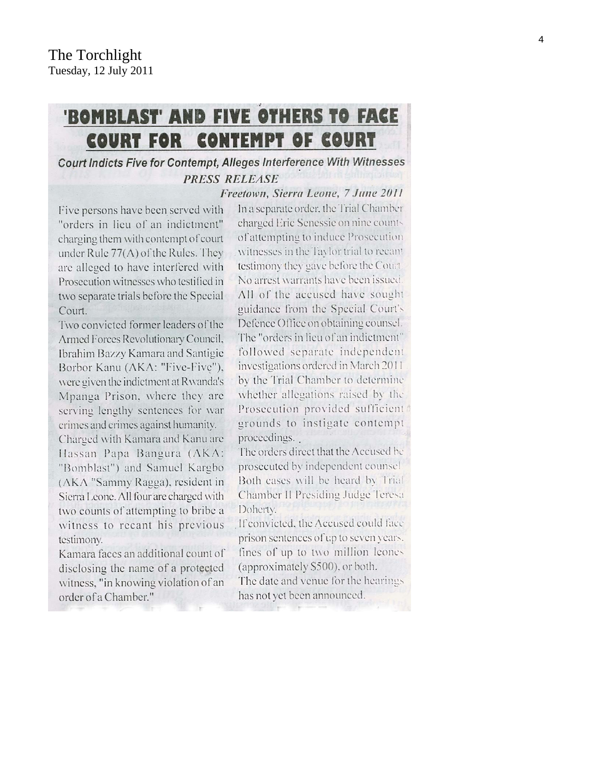The Torchlight
Tuesday, 12 July 2011

# 'BOMBLAST' AND FIVE OTHERS TO FACE COURT FOR CONTEMPT OF COURT

### *Court Indicts Five for Contempt, Alleges Interference With Witnesses*

***PRESS RELEASE***

***Freetown, Sierra Leone, 7 June 2011***

Five persons have been served with "orders in lieu of an indictment" charging them with contempt of court under Rule 77(A) of the Rules. They are alleged to have interfered with Prosecution witnesses who testified in two separate trials before the Special Court.

Two convicted former leaders of the Armed Forces Revolutionary Council, Ibrahim Bazzy Kamara and Santigie Borbor Kanu (AKA: "Five-Five"), were given the indictment at Rwanda's Mpanga Prison, where they are serving lengthy sentences for war crimes and crimes against humanity.

Charged with Kamara and Kanu are Hassan Papa Bangura (AKA: "Bomblast") and Samuel Kargbo (AKA "Sammy Ragga), resident in Sierra Leone. All four are charged with two counts of attempting to bribe a witness to recant his previous testimony.

Kamara faces an additional count of disclosing the name of a protected witness, "in knowing violation of an order of a Chamber."

In a separate order, the Trial Chamber charged Eric Senessie on nine counts of attempting to induce Prosecution witnesses in the Taylor trial to recant testimony they gave before the Court. No arrest warrants have been issued. All of the accused have sought guidance from the Special Court's Defence Office on obtaining counsel.

The "orders in lieu of an indictment" followed separate independent investigations ordered in March 2011 by the Trial Chamber to determine whether allegations raised by the Prosecution provided sufficient grounds to instigate contempt proceedings.

The orders direct that the Accused be prosecuted by independent counsel. Both cases will be heard by Trial Chamber II Presiding Judge Teresa Doherty.

If convicted, the Accused could face prison sentences of up to seven years, fines of up to two million leones (approximately $500), or both.

The date and venue for the hearings has not yet been announced.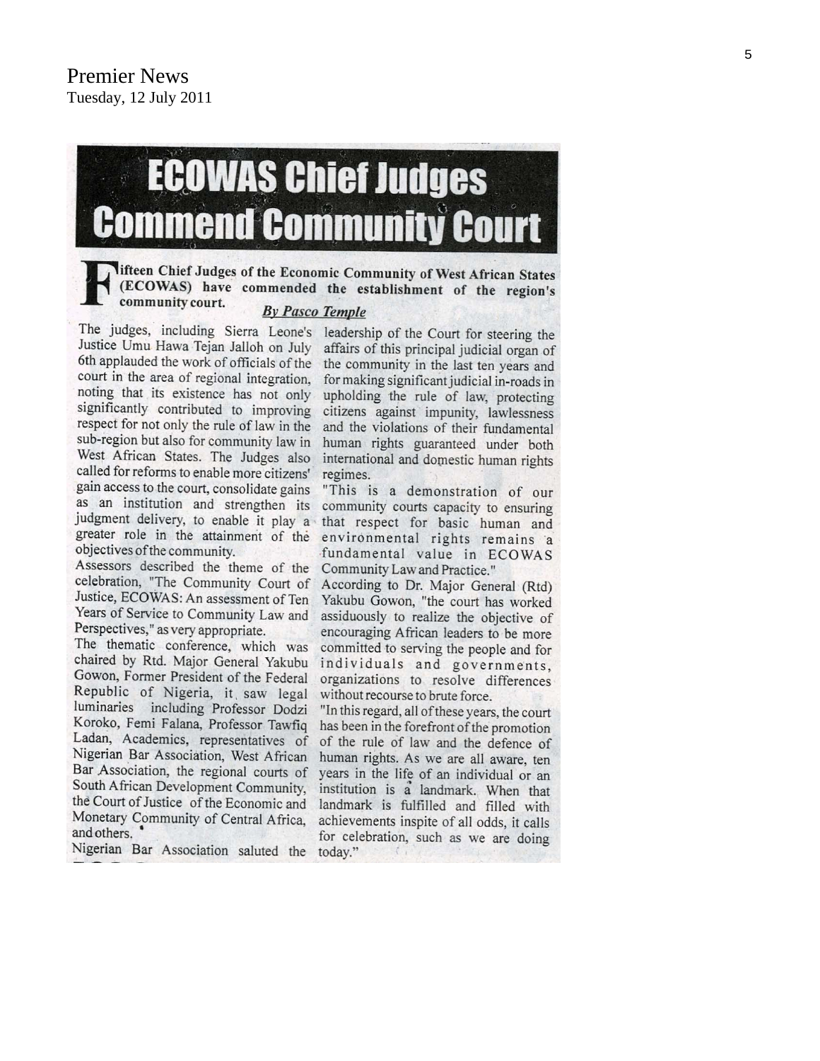Premier News
Tuesday, 12 July 2011

# ECOWAS Chief Judges Commend Community Court

**Fifteen Chief Judges of the Economic Community of West African States (ECOWAS) have commended the establishment of the region's community court.**

*By Pasco Temple*

The judges, including Sierra Leone's Justice Umu Hawa Tejan Jalloh on July 6th applauded the work of officials of the court in the area of regional integration, noting that its existence has not only significantly contributed to improving respect for not only the rule of law in the sub-region but also for community law in West African States. The Judges also called for reforms to enable more citizens' gain access to the court, consolidate gains as an institution and strengthen its judgment delivery, to enable it play a greater role in the attainment of the objectives of the community.

Assessors described the theme of the celebration, "The Community Court of Justice, ECOWAS: An assessment of Ten Years of Service to Community Law and Perspectives," as very appropriate.

The thematic conference, which was chaired by Rtd. Major General Yakubu Gowon, Former President of the Federal Republic of Nigeria, it saw legal luminaries including Professor Dodzi Koroko, Femi Falana, Professor Tawfiq Ladan, Academics, representatives of Nigerian Bar Association, West African Bar Association, the regional courts of South African Development Community, the Court of Justice of the Economic and Monetary Community of Central Africa, and others.

Nigerian Bar Association saluted the leadership of the Court for steering the affairs of this principal judicial organ of the community in the last ten years and for making significant judicial in-roads in upholding the rule of law, protecting citizens against impunity, lawlessness and the violations of their fundamental human rights guaranteed under both international and domestic human rights regimes.

"This is a demonstration of our community courts capacity to ensuring that respect for basic human and environmental rights remains a fundamental value in ECOWAS Community Law and Practice."

According to Dr. Major General (Rtd) Yakubu Gowon, "the court has worked assiduously to realize the objective of encouraging African leaders to be more committed to serving the people and for individuals and governments, organizations to resolve differences without recourse to brute force.

"In this regard, all of these years, the court has been in the forefront of the promotion of the rule of law and the defence of human rights. As we are all aware, ten years in the life of an individual or an institution is a landmark. When that landmark is fulfilled and filled with achievements inspite of all odds, it calls for celebration, such as we are doing today."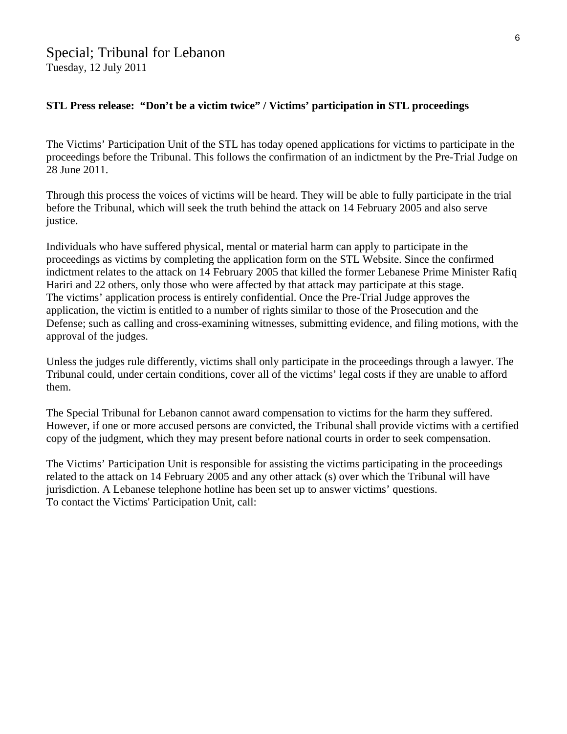# Special; Tribunal for Lebanon

Tuesday, 12 July 2011

**STL Press release: "Don't be a victim twice" / Victims' participation in STL proceedings**

The Victims' Participation Unit of the STL has today opened applications for victims to participate in the proceedings before the Tribunal. This follows the confirmation of an indictment by the Pre-Trial Judge on 28 June 2011.

Through this process the voices of victims will be heard. They will be able to fully participate in the trial before the Tribunal, which will seek the truth behind the attack on 14 February 2005 and also serve justice.

Individuals who have suffered physical, mental or material harm can apply to participate in the proceedings as victims by completing the application form on the STL Website. Since the confirmed indictment relates to the attack on 14 February 2005 that killed the former Lebanese Prime Minister Rafiq Hariri and 22 others, only those who were affected by that attack may participate at this stage.
The victims' application process is entirely confidential. Once the Pre-Trial Judge approves the application, the victim is entitled to a number of rights similar to those of the Prosecution and the Defense; such as calling and cross-examining witnesses, submitting evidence, and filing motions, with the approval of the judges.

Unless the judges rule differently, victims shall only participate in the proceedings through a lawyer. The Tribunal could, under certain conditions, cover all of the victims' legal costs if they are unable to afford them.

The Special Tribunal for Lebanon cannot award compensation to victims for the harm they suffered. However, if one or more accused persons are convicted, the Tribunal shall provide victims with a certified copy of the judgment, which they may present before national courts in order to seek compensation.

The Victims' Participation Unit is responsible for assisting the victims participating in the proceedings related to the attack on 14 February 2005 and any other attack (s) over which the Tribunal will have jurisdiction. A Lebanese telephone hotline has been set up to answer victims' questions.
To contact the Victims' Participation Unit, call: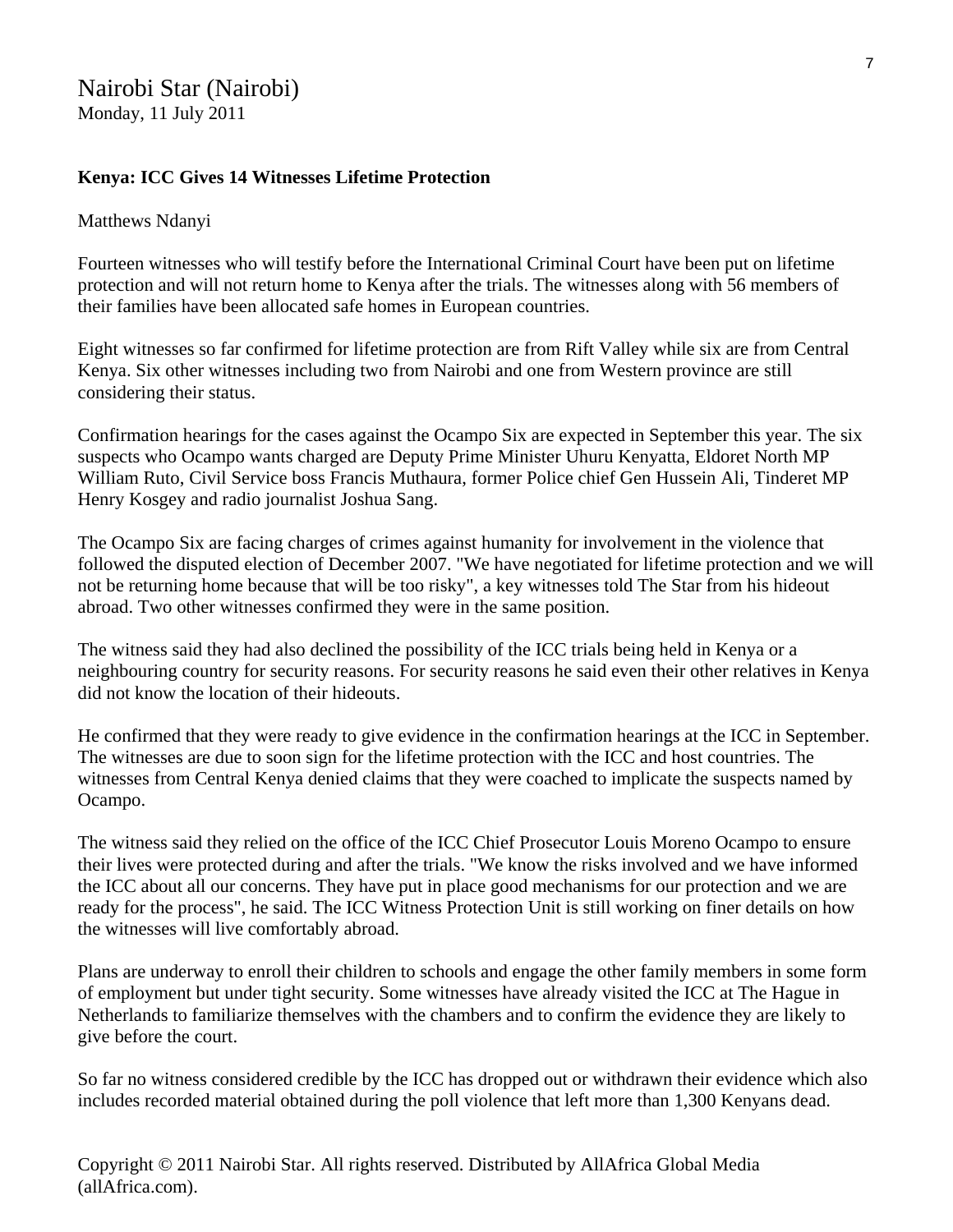Nairobi Star (Nairobi)
Monday, 11 July 2011

**Kenya: ICC Gives 14 Witnesses Lifetime Protection**

Matthews Ndanyi

Fourteen witnesses who will testify before the International Criminal Court have been put on lifetime protection and will not return home to Kenya after the trials. The witnesses along with 56 members of their families have been allocated safe homes in European countries.

Eight witnesses so far confirmed for lifetime protection are from Rift Valley while six are from Central Kenya. Six other witnesses including two from Nairobi and one from Western province are still considering their status.

Confirmation hearings for the cases against the Ocampo Six are expected in September this year. The six suspects who Ocampo wants charged are Deputy Prime Minister Uhuru Kenyatta, Eldoret North MP William Ruto, Civil Service boss Francis Muthaura, former Police chief Gen Hussein Ali, Tinderet MP Henry Kosgey and radio journalist Joshua Sang.

The Ocampo Six are facing charges of crimes against humanity for involvement in the violence that followed the disputed election of December 2007. "We have negotiated for lifetime protection and we will not be returning home because that will be too risky", a key witnesses told The Star from his hideout abroad. Two other witnesses confirmed they were in the same position.

The witness said they had also declined the possibility of the ICC trials being held in Kenya or a neighbouring country for security reasons. For security reasons he said even their other relatives in Kenya did not know the location of their hideouts.

He confirmed that they were ready to give evidence in the confirmation hearings at the ICC in September. The witnesses are due to soon sign for the lifetime protection with the ICC and host countries. The witnesses from Central Kenya denied claims that they were coached to implicate the suspects named by Ocampo.

The witness said they relied on the office of the ICC Chief Prosecutor Louis Moreno Ocampo to ensure their lives were protected during and after the trials. "We know the risks involved and we have informed the ICC about all our concerns. They have put in place good mechanisms for our protection and we are ready for the process", he said. The ICC Witness Protection Unit is still working on finer details on how the witnesses will live comfortably abroad.

Plans are underway to enroll their children to schools and engage the other family members in some form of employment but under tight security. Some witnesses have already visited the ICC at The Hague in Netherlands to familiarize themselves with the chambers and to confirm the evidence they are likely to give before the court.

So far no witness considered credible by the ICC has dropped out or withdrawn their evidence which also includes recorded material obtained during the poll violence that left more than 1,300 Kenyans dead.

Copyright © 2011 Nairobi Star. All rights reserved. Distributed by AllAfrica Global Media (allAfrica.com).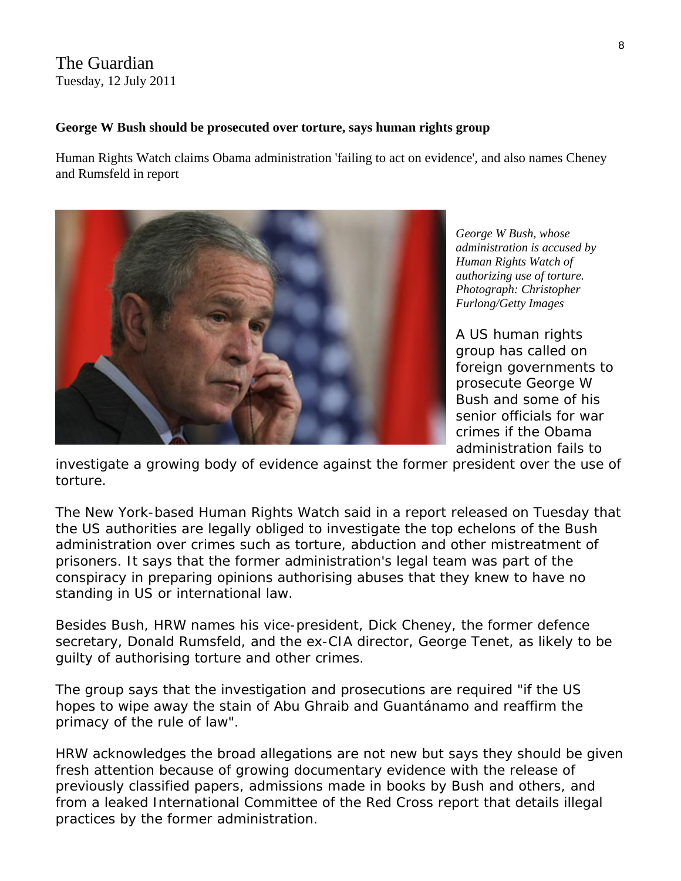The Guardian
Tuesday, 12 July 2011

**George W Bush should be prosecuted over torture, says human rights group**

Human Rights Watch claims Obama administration 'failing to act on evidence', and also names Cheney and Rumsfeld in report

*George W Bush, whose administration is accused by Human Rights Watch of authorizing use of torture. Photograph: Christopher Furlong/Getty Images*

A US human rights group has called on foreign governments to prosecute George W Bush and some of his senior officials for war crimes if the Obama administration fails to investigate a growing body of evidence against the former president over the use of torture.

The New York-based Human Rights Watch said in a report released on Tuesday that the US authorities are legally obliged to investigate the top echelons of the Bush administration over crimes such as torture, abduction and other mistreatment of prisoners. It says that the former administration's legal team was part of the conspiracy in preparing opinions authorising abuses that they knew to have no standing in US or international law.

Besides Bush, HRW names his vice-president, Dick Cheney, the former defence secretary, Donald Rumsfeld, and the ex-CIA director, George Tenet, as likely to be guilty of authorising torture and other crimes.

The group says that the investigation and prosecutions are required "if the US hopes to wipe away the stain of Abu Ghraib and Guantánamo and reaffirm the primacy of the rule of law".

HRW acknowledges the broad allegations are not new but says they should be given fresh attention because of growing documentary evidence with the release of previously classified papers, admissions made in books by Bush and others, and from a leaked International Committee of the Red Cross report that details illegal practices by the former administration.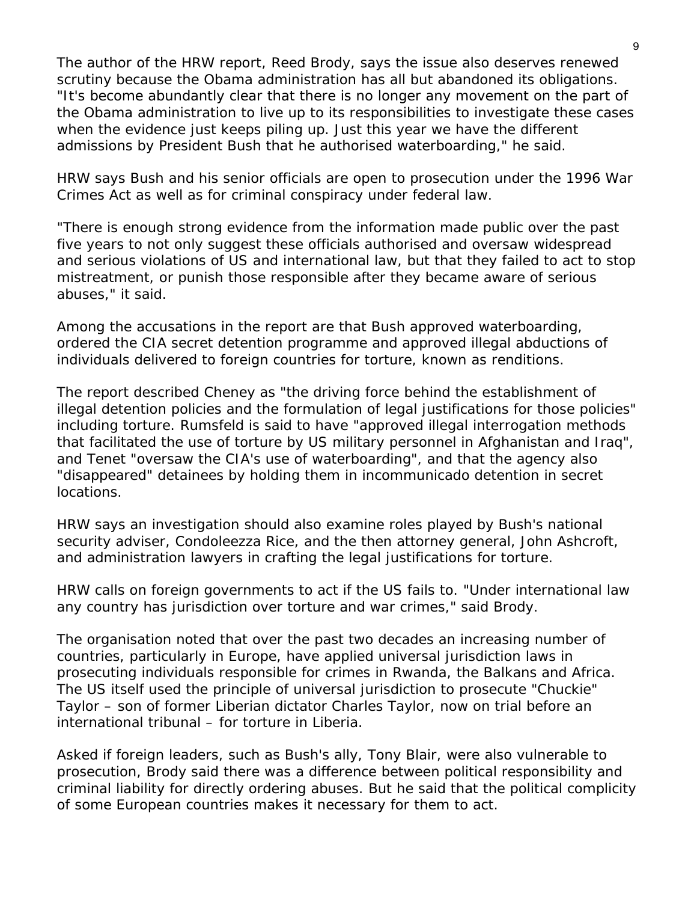The author of the HRW report, Reed Brody, says the issue also deserves renewed scrutiny because the Obama administration has all but abandoned its obligations. "It's become abundantly clear that there is no longer any movement on the part of the Obama administration to live up to its responsibilities to investigate these cases when the evidence just keeps piling up. Just this year we have the different admissions by President Bush that he authorised waterboarding," he said.

HRW says Bush and his senior officials are open to prosecution under the 1996 War Crimes Act as well as for criminal conspiracy under federal law.

"There is enough strong evidence from the information made public over the past five years to not only suggest these officials authorised and oversaw widespread and serious violations of US and international law, but that they failed to act to stop mistreatment, or punish those responsible after they became aware of serious abuses," it said.

Among the accusations in the report are that Bush approved waterboarding, ordered the CIA secret detention programme and approved illegal abductions of individuals delivered to foreign countries for torture, known as renditions.

The report described Cheney as "the driving force behind the establishment of illegal detention policies and the formulation of legal justifications for those policies" including torture. Rumsfeld is said to have "approved illegal interrogation methods that facilitated the use of torture by US military personnel in Afghanistan and Iraq", and Tenet "oversaw the CIA's use of waterboarding", and that the agency also "disappeared" detainees by holding them in incommunicado detention in secret locations.

HRW says an investigation should also examine roles played by Bush's national security adviser, Condoleezza Rice, and the then attorney general, John Ashcroft, and administration lawyers in crafting the legal justifications for torture.

HRW calls on foreign governments to act if the US fails to. "Under international law any country has jurisdiction over torture and war crimes," said Brody.

The organisation noted that over the past two decades an increasing number of countries, particularly in Europe, have applied universal jurisdiction laws in prosecuting individuals responsible for crimes in Rwanda, the Balkans and Africa. The US itself used the principle of universal jurisdiction to prosecute "Chuckie" Taylor – son of former Liberian dictator Charles Taylor, now on trial before an international tribunal – for torture in Liberia.

Asked if foreign leaders, such as Bush's ally, Tony Blair, were also vulnerable to prosecution, Brody said there was a difference between political responsibility and criminal liability for directly ordering abuses. But he said that the political complicity of some European countries makes it necessary for them to act.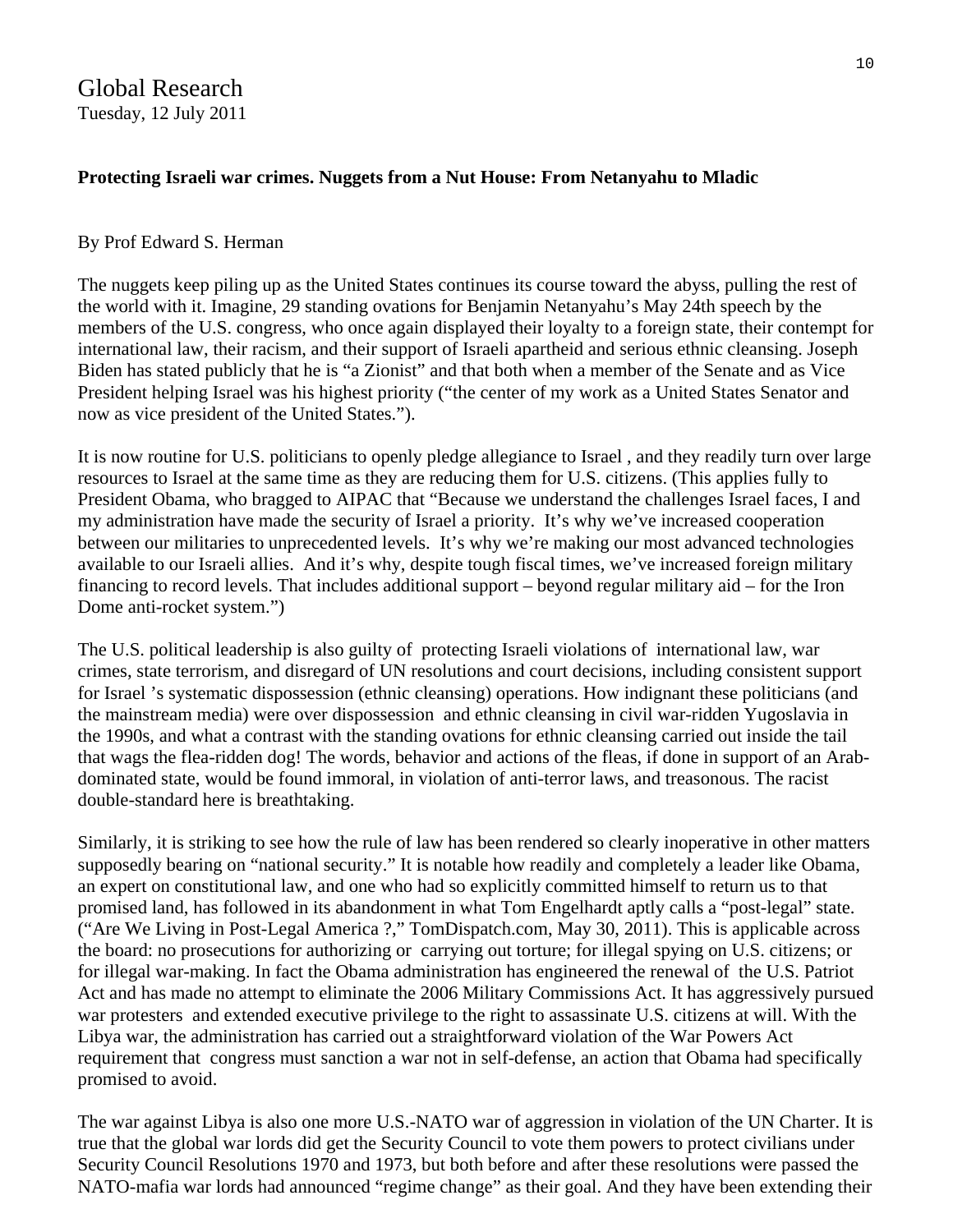Global Research
Tuesday, 12 July 2011

**Protecting Israeli war crimes. Nuggets from a Nut House: From Netanyahu to Mladic**

By Prof Edward S. Herman

The nuggets keep piling up as the United States continues its course toward the abyss, pulling the rest of the world with it. Imagine, 29 standing ovations for Benjamin Netanyahu's May 24th speech by the members of the U.S. congress, who once again displayed their loyalty to a foreign state, their contempt for international law, their racism, and their support of Israeli apartheid and serious ethnic cleansing. Joseph Biden has stated publicly that he is "a Zionist" and that both when a member of the Senate and as Vice President helping Israel was his highest priority ("the center of my work as a United States Senator and now as vice president of the United States.").

It is now routine for U.S. politicians to openly pledge allegiance to Israel , and they readily turn over large resources to Israel at the same time as they are reducing them for U.S. citizens. (This applies fully to President Obama, who bragged to AIPAC that "Because we understand the challenges Israel faces, I and my administration have made the security of Israel a priority. It's why we've increased cooperation between our militaries to unprecedented levels. It's why we're making our most advanced technologies available to our Israeli allies. And it's why, despite tough fiscal times, we've increased foreign military financing to record levels. That includes additional support – beyond regular military aid – for the Iron Dome anti-rocket system.")

The U.S. political leadership is also guilty of protecting Israeli violations of international law, war crimes, state terrorism, and disregard of UN resolutions and court decisions, including consistent support for Israel 's systematic dispossession (ethnic cleansing) operations. How indignant these politicians (and the mainstream media) were over dispossession and ethnic cleansing in civil war-ridden Yugoslavia in the 1990s, and what a contrast with the standing ovations for ethnic cleansing carried out inside the tail that wags the flea-ridden dog! The words, behavior and actions of the fleas, if done in support of an Arab-dominated state, would be found immoral, in violation of anti-terror laws, and treasonous. The racist double-standard here is breathtaking.

Similarly, it is striking to see how the rule of law has been rendered so clearly inoperative in other matters supposedly bearing on "national security." It is notable how readily and completely a leader like Obama, an expert on constitutional law, and one who had so explicitly committed himself to return us to that promised land, has followed in its abandonment in what Tom Engelhardt aptly calls a "post-legal" state. ("Are We Living in Post-Legal America ?," TomDispatch.com, May 30, 2011). This is applicable across the board: no prosecutions for authorizing or carrying out torture; for illegal spying on U.S. citizens; or for illegal war-making. In fact the Obama administration has engineered the renewal of the U.S. Patriot Act and has made no attempt to eliminate the 2006 Military Commissions Act. It has aggressively pursued war protesters and extended executive privilege to the right to assassinate U.S. citizens at will. With the Libya war, the administration has carried out a straightforward violation of the War Powers Act requirement that congress must sanction a war not in self-defense, an action that Obama had specifically promised to avoid.

The war against Libya is also one more U.S.-NATO war of aggression in violation of the UN Charter. It is true that the global war lords did get the Security Council to vote them powers to protect civilians under Security Council Resolutions 1970 and 1973, but both before and after these resolutions were passed the NATO-mafia war lords had announced "regime change" as their goal. And they have been extending their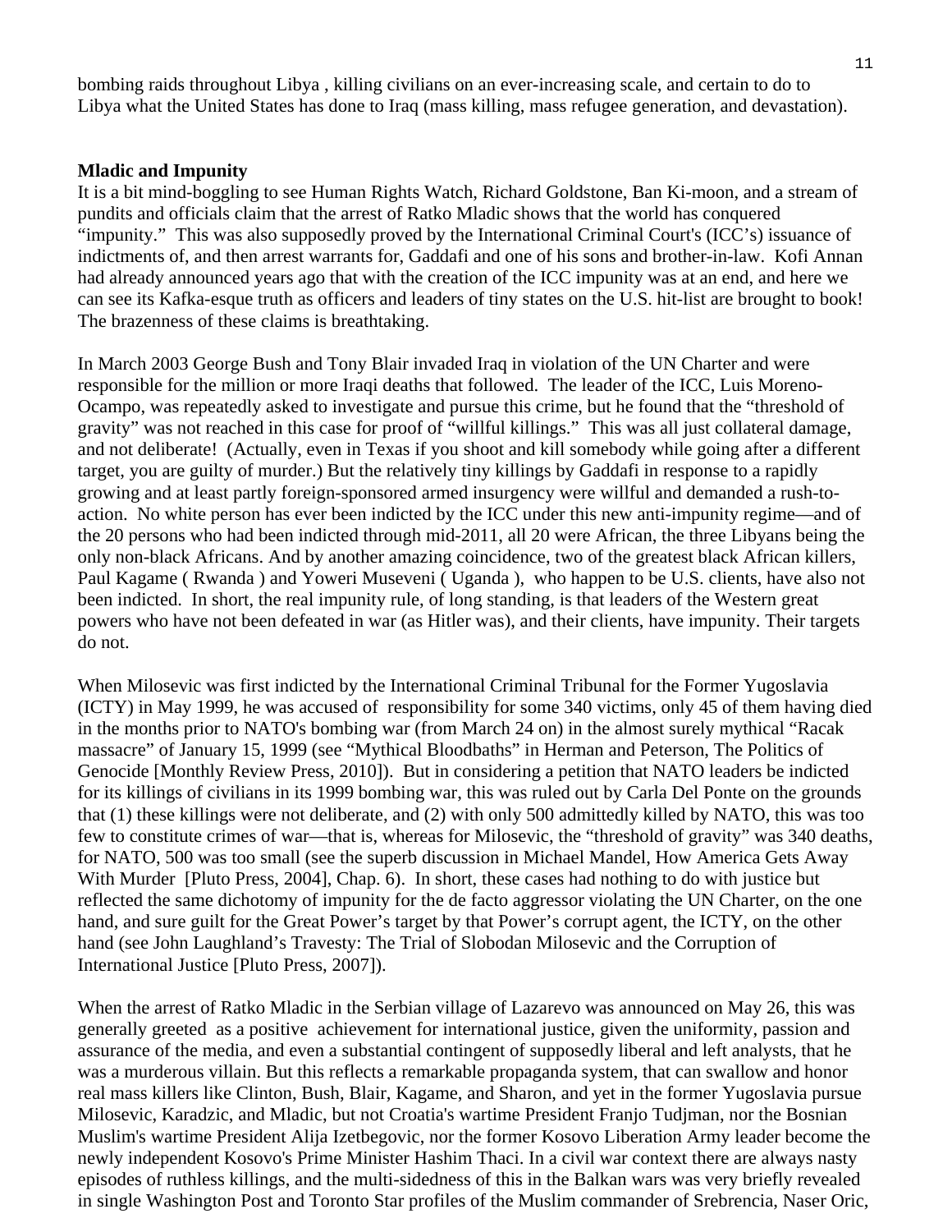bombing raids throughout Libya , killing civilians on an ever-increasing scale, and certain to do to Libya what the United States has done to Iraq (mass killing, mass refugee generation, and devastation).

**Mladic and Impunity**

It is a bit mind-boggling to see Human Rights Watch, Richard Goldstone, Ban Ki-moon, and a stream of pundits and officials claim that the arrest of Ratko Mladic shows that the world has conquered "impunity." This was also supposedly proved by the International Criminal Court's (ICC's) issuance of indictments of, and then arrest warrants for, Gaddafi and one of his sons and brother-in-law. Kofi Annan had already announced years ago that with the creation of the ICC impunity was at an end, and here we can see its Kafka-esque truth as officers and leaders of tiny states on the U.S. hit-list are brought to book! The brazenness of these claims is breathtaking.

In March 2003 George Bush and Tony Blair invaded Iraq in violation of the UN Charter and were responsible for the million or more Iraqi deaths that followed. The leader of the ICC, Luis Moreno-Ocampo, was repeatedly asked to investigate and pursue this crime, but he found that the "threshold of gravity" was not reached in this case for proof of "willful killings." This was all just collateral damage, and not deliberate! (Actually, even in Texas if you shoot and kill somebody while going after a different target, you are guilty of murder.) But the relatively tiny killings by Gaddafi in response to a rapidly growing and at least partly foreign-sponsored armed insurgency were willful and demanded a rush-to-action. No white person has ever been indicted by the ICC under this new anti-impunity regime—and of the 20 persons who had been indicted through mid-2011, all 20 were African, the three Libyans being the only non-black Africans. And by another amazing coincidence, two of the greatest black African killers, Paul Kagame ( Rwanda ) and Yoweri Museveni ( Uganda ), who happen to be U.S. clients, have also not been indicted. In short, the real impunity rule, of long standing, is that leaders of the Western great powers who have not been defeated in war (as Hitler was), and their clients, have impunity. Their targets do not.

When Milosevic was first indicted by the International Criminal Tribunal for the Former Yugoslavia (ICTY) in May 1999, he was accused of responsibility for some 340 victims, only 45 of them having died in the months prior to NATO's bombing war (from March 24 on) in the almost surely mythical "Racak massacre" of January 15, 1999 (see "Mythical Bloodbaths" in Herman and Peterson, The Politics of Genocide [Monthly Review Press, 2010]). But in considering a petition that NATO leaders be indicted for its killings of civilians in its 1999 bombing war, this was ruled out by Carla Del Ponte on the grounds that (1) these killings were not deliberate, and (2) with only 500 admittedly killed by NATO, this was too few to constitute crimes of war—that is, whereas for Milosevic, the "threshold of gravity" was 340 deaths, for NATO, 500 was too small (see the superb discussion in Michael Mandel, How America Gets Away With Murder [Pluto Press, 2004], Chap. 6). In short, these cases had nothing to do with justice but reflected the same dichotomy of impunity for the de facto aggressor violating the UN Charter, on the one hand, and sure guilt for the Great Power's target by that Power's corrupt agent, the ICTY, on the other hand (see John Laughland's Travesty: The Trial of Slobodan Milosevic and the Corruption of International Justice [Pluto Press, 2007]).

When the arrest of Ratko Mladic in the Serbian village of Lazarevo was announced on May 26, this was generally greeted as a positive achievement for international justice, given the uniformity, passion and assurance of the media, and even a substantial contingent of supposedly liberal and left analysts, that he was a murderous villain. But this reflects a remarkable propaganda system, that can swallow and honor real mass killers like Clinton, Bush, Blair, Kagame, and Sharon, and yet in the former Yugoslavia pursue Milosevic, Karadzic, and Mladic, but not Croatia's wartime President Franjo Tudjman, nor the Bosnian Muslim's wartime President Alija Izetbegovic, nor the former Kosovo Liberation Army leader become the newly independent Kosovo's Prime Minister Hashim Thaci. In a civil war context there are always nasty episodes of ruthless killings, and the multi-sidedness of this in the Balkan wars was very briefly revealed in single Washington Post and Toronto Star profiles of the Muslim commander of Srebrencia, Naser Oric,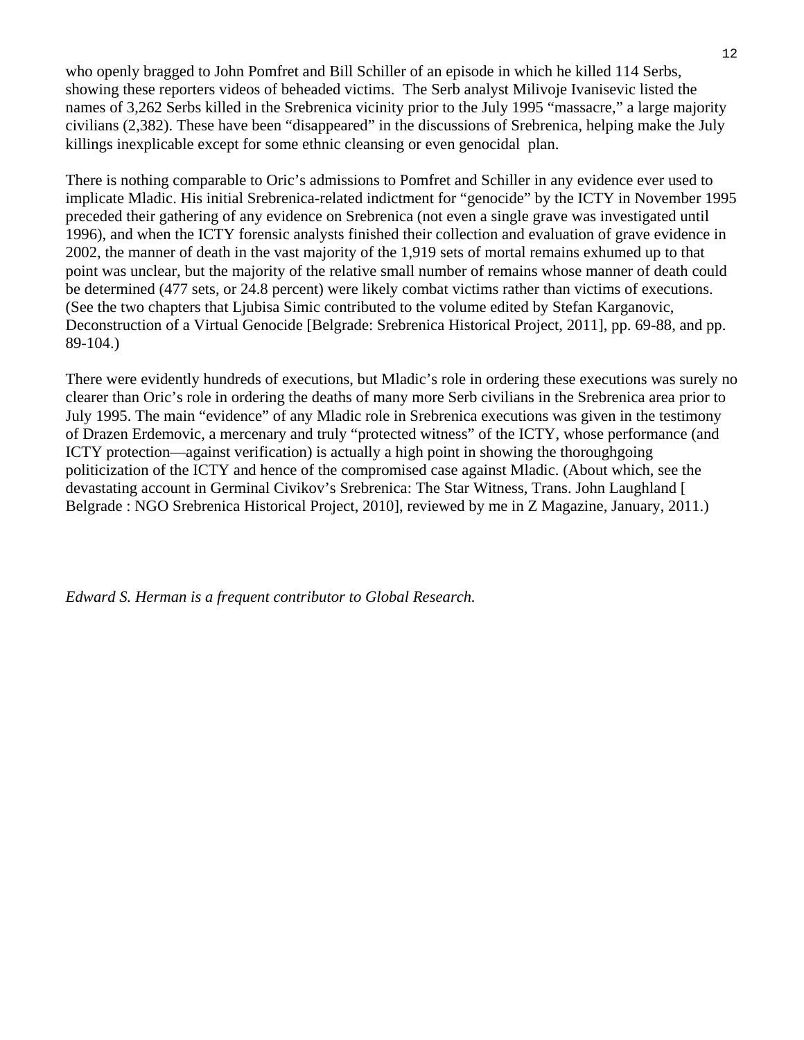who openly bragged to John Pomfret and Bill Schiller of an episode in which he killed 114 Serbs, showing these reporters videos of beheaded victims. The Serb analyst Milivoje Ivanisevic listed the names of 3,262 Serbs killed in the Srebrenica vicinity prior to the July 1995 "massacre," a large majority civilians (2,382). These have been "disappeared" in the discussions of Srebrenica, helping make the July killings inexplicable except for some ethnic cleansing or even genocidal plan.

There is nothing comparable to Oric's admissions to Pomfret and Schiller in any evidence ever used to implicate Mladic. His initial Srebrenica-related indictment for "genocide" by the ICTY in November 1995 preceded their gathering of any evidence on Srebrenica (not even a single grave was investigated until 1996), and when the ICTY forensic analysts finished their collection and evaluation of grave evidence in 2002, the manner of death in the vast majority of the 1,919 sets of mortal remains exhumed up to that point was unclear, but the majority of the relative small number of remains whose manner of death could be determined (477 sets, or 24.8 percent) were likely combat victims rather than victims of executions. (See the two chapters that Ljubisa Simic contributed to the volume edited by Stefan Karganovic, Deconstruction of a Virtual Genocide [Belgrade: Srebrenica Historical Project, 2011], pp. 69-88, and pp. 89-104.)

There were evidently hundreds of executions, but Mladic's role in ordering these executions was surely no clearer than Oric's role in ordering the deaths of many more Serb civilians in the Srebrenica area prior to July 1995. The main "evidence" of any Mladic role in Srebrenica executions was given in the testimony of Drazen Erdemovic, a mercenary and truly "protected witness" of the ICTY, whose performance (and ICTY protection—against verification) is actually a high point in showing the thoroughgoing politicization of the ICTY and hence of the compromised case against Mladic. (About which, see the devastating account in Germinal Civikov's Srebrenica: The Star Witness, Trans. John Laughland [ Belgrade : NGO Srebrenica Historical Project, 2010], reviewed by me in Z Magazine, January, 2011.)

*Edward S. Herman is a frequent contributor to Global Research.*